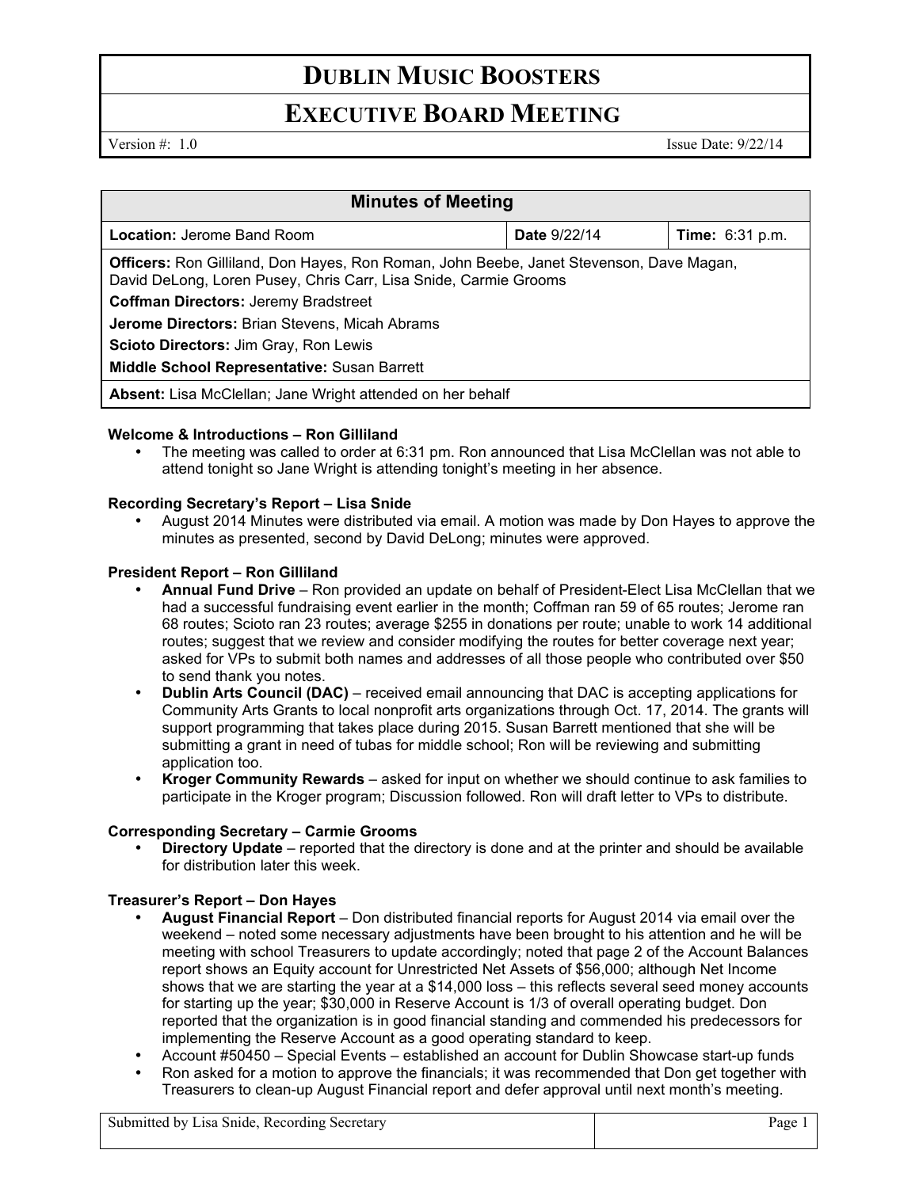# DUBLIN MUSIC BOOSTERS

## EXECUTIVE BOARD MEETING

Version #: 1.0 Issue Date: 9/22/14

| Minutes of Meeting | | |
|---|---|---|
| **Location:** Jerome Band Room | **Date** 9/22/14 | **Time:** 6:31 p.m. |
| **Officers:** Ron Gilliland, Don Hayes, Ron Roman, John Beebe, Janet Stevenson, Dave Magan, David DeLong, Loren Pusey, Chris Carr, Lisa Snide, Carmie Grooms<br>**Coffman Directors:** Jeremy Bradstreet<br>**Jerome Directors:** Brian Stevens, Micah Abrams<br>**Scioto Directors:** Jim Gray, Ron Lewis<br>**Middle School Representative:** Susan Barrett | | |
| **Absent:** Lisa McClellan; Jane Wright attended on her behalf | | |

**Welcome & Introductions – Ron Gilliland**

- The meeting was called to order at 6:31 pm. Ron announced that Lisa McClellan was not able to attend tonight so Jane Wright is attending tonight's meeting in her absence.

**Recording Secretary's Report – Lisa Snide**

- August 2014 Minutes were distributed via email. A motion was made by Don Hayes to approve the minutes as presented, second by David DeLong; minutes were approved.

**President Report – Ron Gilliland**

- **Annual Fund Drive** – Ron provided an update on behalf of President-Elect Lisa McClellan that we had a successful fundraising event earlier in the month; Coffman ran 59 of 65 routes; Jerome ran 68 routes; Scioto ran 23 routes; average $255 in donations per route; unable to work 14 additional routes; suggest that we review and consider modifying the routes for better coverage next year; asked for VPs to submit both names and addresses of all those people who contributed over $50 to send thank you notes.
- **Dublin Arts Council (DAC)** – received email announcing that DAC is accepting applications for Community Arts Grants to local nonprofit arts organizations through Oct. 17, 2014. The grants will support programming that takes place during 2015. Susan Barrett mentioned that she will be submitting a grant in need of tubas for middle school; Ron will be reviewing and submitting application too.
- **Kroger Community Rewards** – asked for input on whether we should continue to ask families to participate in the Kroger program; Discussion followed. Ron will draft letter to VPs to distribute.

**Corresponding Secretary – Carmie Grooms**

- **Directory Update** – reported that the directory is done and at the printer and should be available for distribution later this week.

**Treasurer's Report – Don Hayes**

- **August Financial Report** – Don distributed financial reports for August 2014 via email over the weekend – noted some necessary adjustments have been brought to his attention and he will be meeting with school Treasurers to update accordingly; noted that page 2 of the Account Balances report shows an Equity account for Unrestricted Net Assets of $56,000; although Net Income shows that we are starting the year at a $14,000 loss – this reflects several seed money accounts for starting up the year; $30,000 in Reserve Account is 1/3 of overall operating budget. Don reported that the organization is in good financial standing and commended his predecessors for implementing the Reserve Account as a good operating standard to keep.
- Account #50450 – Special Events – established an account for Dublin Showcase start-up funds
- Ron asked for a motion to approve the financials; it was recommended that Don get together with Treasurers to clean-up August Financial report and defer approval until next month's meeting.

Submitted by Lisa Snide, Recording Secretary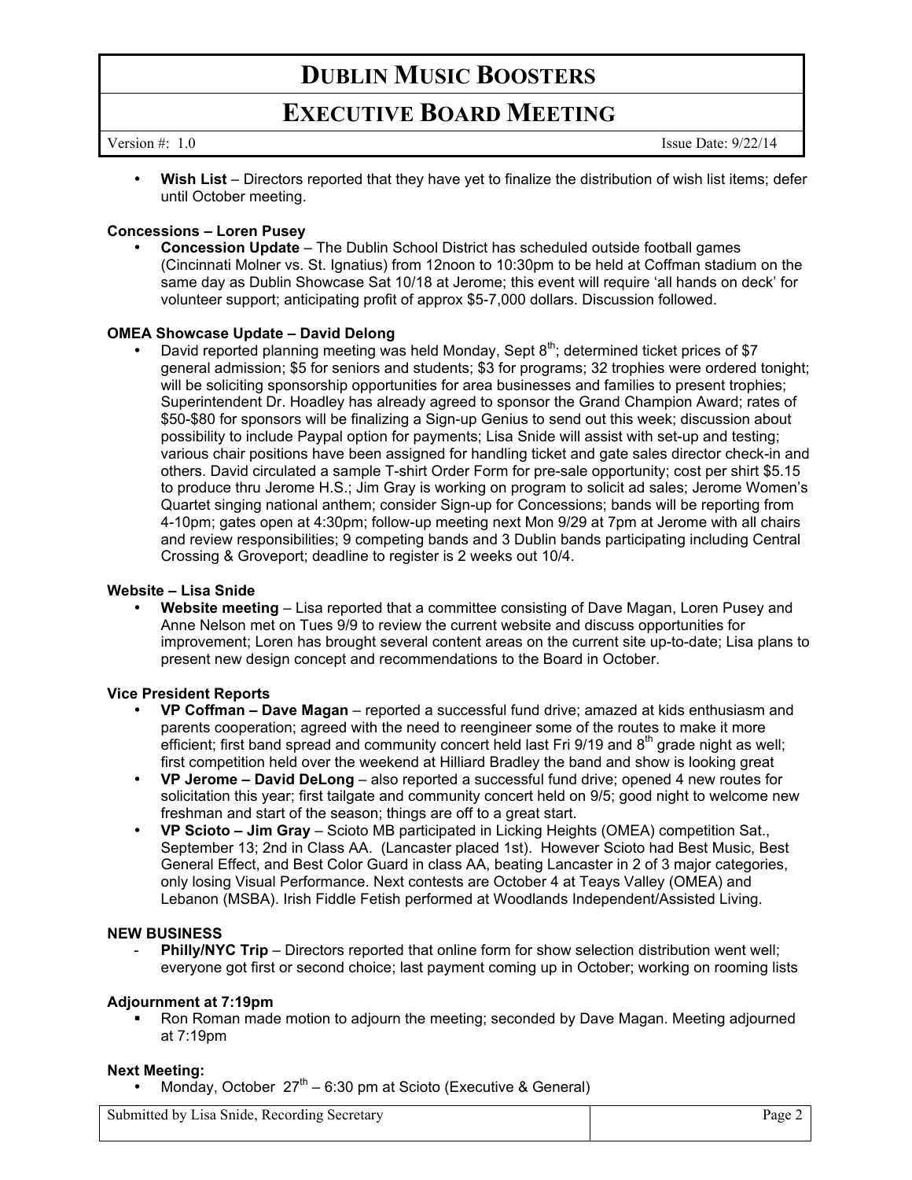- **Wish List** – Directors reported that they have yet to finalize the distribution of wish list items; defer until October meeting.

**Concessions – Loren Pusey**

- **Concession Update** – The Dublin School District has scheduled outside football games (Cincinnati Molner vs. St. Ignatius) from 12noon to 10:30pm to be held at Coffman stadium on the same day as Dublin Showcase Sat 10/18 at Jerome; this event will require 'all hands on deck' for volunteer support; anticipating profit of approx $5-7,000 dollars. Discussion followed.

**OMEA Showcase Update – David Delong**

- David reported planning meeting was held Monday, Sept 8th; determined ticket prices of $7 general admission; $5 for seniors and students; $3 for programs; 32 trophies were ordered tonight; will be soliciting sponsorship opportunities for area businesses and families to present trophies; Superintendent Dr. Hoadley has already agreed to sponsor the Grand Champion Award; rates of $50-$80 for sponsors will be finalizing a Sign-up Genius to send out this week; discussion about possibility to include Paypal option for payments; Lisa Snide will assist with set-up and testing; various chair positions have been assigned for handling ticket and gate sales director check-in and others. David circulated a sample T-shirt Order Form for pre-sale opportunity; cost per shirt $5.15 to produce thru Jerome H.S.; Jim Gray is working on program to solicit ad sales; Jerome Women's Quartet singing national anthem; consider Sign-up for Concessions; bands will be reporting from 4-10pm; gates open at 4:30pm; follow-up meeting next Mon 9/29 at 7pm at Jerome with all chairs and review responsibilities; 9 competing bands and 3 Dublin bands participating including Central Crossing & Groveport; deadline to register is 2 weeks out 10/4.

**Website – Lisa Snide**

- **Website meeting** – Lisa reported that a committee consisting of Dave Magan, Loren Pusey and Anne Nelson met on Tues 9/9 to review the current website and discuss opportunities for improvement; Loren has brought several content areas on the current site up-to-date; Lisa plans to present new design concept and recommendations to the Board in October.

**Vice President Reports**

- **VP Coffman – Dave Magan** – reported a successful fund drive; amazed at kids enthusiasm and parents cooperation; agreed with the need to reengineer some of the routes to make it more efficient; first band spread and community concert held last Fri 9/19 and 8th grade night as well; first competition held over the weekend at Hilliard Bradley the band and show is looking great
- **VP Jerome – David DeLong** – also reported a successful fund drive; opened 4 new routes for solicitation this year; first tailgate and community concert held on 9/5; good night to welcome new freshman and start of the season; things are off to a great start.
- **VP Scioto – Jim Gray** – Scioto MB participated in Licking Heights (OMEA) competition Sat., September 13; 2nd in Class AA. (Lancaster placed 1st). However Scioto had Best Music, Best General Effect, and Best Color Guard in class AA, beating Lancaster in 2 of 3 major categories, only losing Visual Performance. Next contests are October 4 at Teays Valley (OMEA) and Lebanon (MSBA). Irish Fiddle Fetish performed at Woodlands Independent/Assisted Living.

**NEW BUSINESS**

- **Philly/NYC Trip** – Directors reported that online form for show selection distribution went well; everyone got first or second choice; last payment coming up in October; working on rooming lists

**Adjournment at 7:19pm**

- Ron Roman made motion to adjourn the meeting; seconded by Dave Magan. Meeting adjourned at 7:19pm

**Next Meeting:**

- Monday, October 27th – 6:30 pm at Scioto (Executive & General)

Submitted by Lisa Snide, Recording Secretary